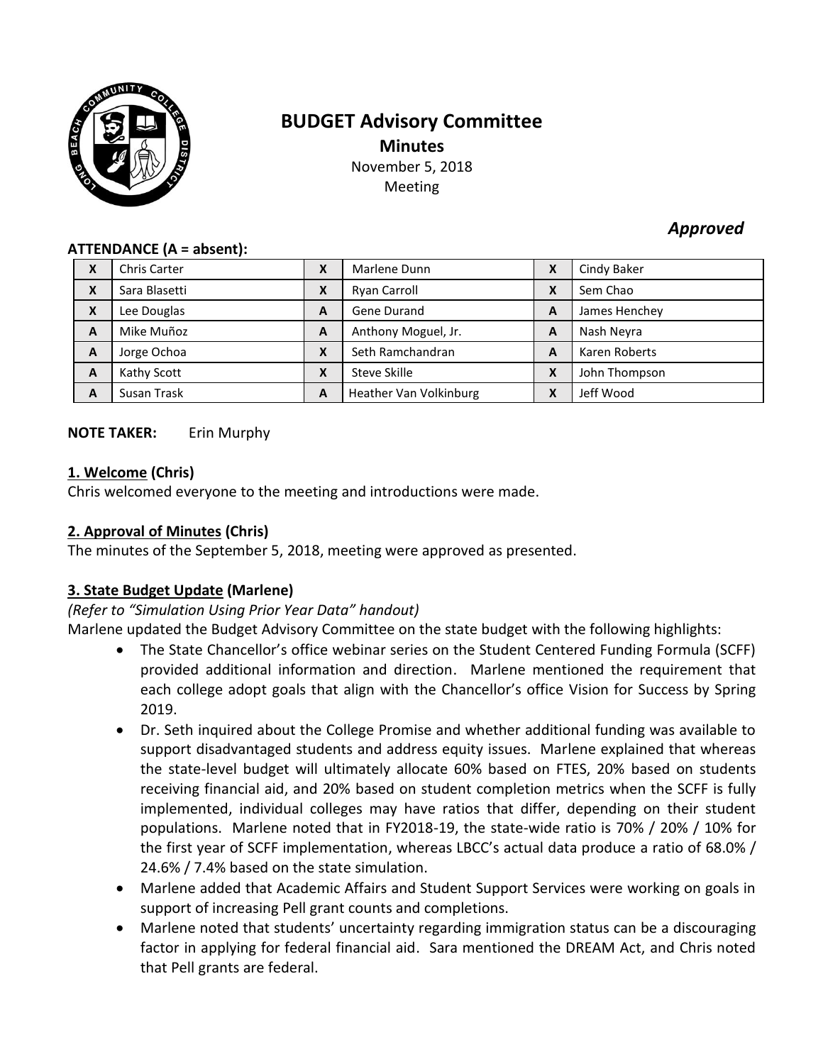# BUDGET Advisory Committee

**Minutes**

November 5, 2018

Meeting

***Approved***

**ATTENDANCE (A = absent):**

| | | | | | |
|---|---|---|---|---|---|
| X | Chris Carter | X | Marlene Dunn | X | Cindy Baker |
| X | Sara Blasetti | X | Ryan Carroll | X | Sem Chao |
| X | Lee Douglas | A | Gene Durand | A | James Henchey |
| A | Mike Muñoz | A | Anthony Moguel, Jr. | A | Nash Neyra |
| A | Jorge Ochoa | X | Seth Ramchandran | A | Karen Roberts |
| A | Kathy Scott | X | Steve Skille | X | John Thompson |
| A | Susan Trask | A | Heather Van Volkinburg | X | Jeff Wood |

**NOTE TAKER:** Erin Murphy

## 1. Welcome (Chris)

Chris welcomed everyone to the meeting and introductions were made.

## 2. Approval of Minutes (Chris)

The minutes of the September 5, 2018, meeting were approved as presented.

## 3. State Budget Update (Marlene)

*(Refer to "Simulation Using Prior Year Data" handout)*

Marlene updated the Budget Advisory Committee on the state budget with the following highlights:

- The State Chancellor's office webinar series on the Student Centered Funding Formula (SCFF) provided additional information and direction. Marlene mentioned the requirement that each college adopt goals that align with the Chancellor's office Vision for Success by Spring 2019.
- Dr. Seth inquired about the College Promise and whether additional funding was available to support disadvantaged students and address equity issues. Marlene explained that whereas the state-level budget will ultimately allocate 60% based on FTES, 20% based on students receiving financial aid, and 20% based on student completion metrics when the SCFF is fully implemented, individual colleges may have ratios that differ, depending on their student populations. Marlene noted that in FY2018-19, the state-wide ratio is 70% / 20% / 10% for the first year of SCFF implementation, whereas LBCC's actual data produce a ratio of 68.0% / 24.6% / 7.4% based on the state simulation.
- Marlene added that Academic Affairs and Student Support Services were working on goals in support of increasing Pell grant counts and completions.
- Marlene noted that students' uncertainty regarding immigration status can be a discouraging factor in applying for federal financial aid. Sara mentioned the DREAM Act, and Chris noted that Pell grants are federal.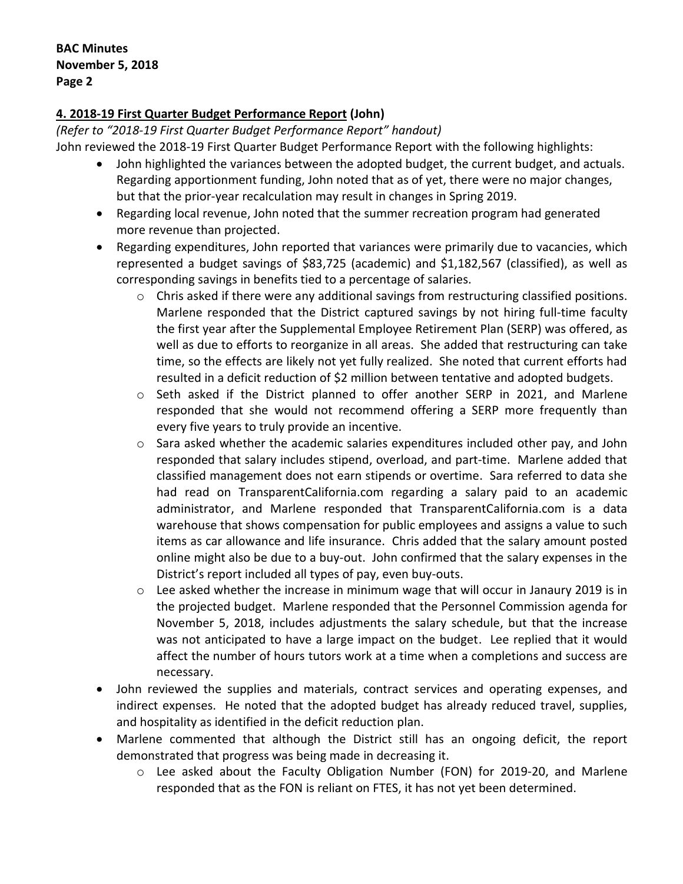**4. 2018-19 First Quarter Budget Performance Report (John)**

*(Refer to "2018-19 First Quarter Budget Performance Report" handout)*

John reviewed the 2018-19 First Quarter Budget Performance Report with the following highlights:

- John highlighted the variances between the adopted budget, the current budget, and actuals. Regarding apportionment funding, John noted that as of yet, there were no major changes, but that the prior-year recalculation may result in changes in Spring 2019.
- Regarding local revenue, John noted that the summer recreation program had generated more revenue than projected.
- Regarding expenditures, John reported that variances were primarily due to vacancies, which represented a budget savings of $83,725 (academic) and $1,182,567 (classified), as well as corresponding savings in benefits tied to a percentage of salaries.
    - Chris asked if there were any additional savings from restructuring classified positions. Marlene responded that the District captured savings by not hiring full-time faculty the first year after the Supplemental Employee Retirement Plan (SERP) was offered, as well as due to efforts to reorganize in all areas. She added that restructuring can take time, so the effects are likely not yet fully realized. She noted that current efforts had resulted in a deficit reduction of $2 million between tentative and adopted budgets.
    - Seth asked if the District planned to offer another SERP in 2021, and Marlene responded that she would not recommend offering a SERP more frequently than every five years to truly provide an incentive.
    - Sara asked whether the academic salaries expenditures included other pay, and John responded that salary includes stipend, overload, and part-time. Marlene added that classified management does not earn stipends or overtime. Sara referred to data she had read on TransparentCalifornia.com regarding a salary paid to an academic administrator, and Marlene responded that TransparentCalifornia.com is a data warehouse that shows compensation for public employees and assigns a value to such items as car allowance and life insurance. Chris added that the salary amount posted online might also be due to a buy-out. John confirmed that the salary expenses in the District's report included all types of pay, even buy-outs.
    - Lee asked whether the increase in minimum wage that will occur in Janaury 2019 is in the projected budget. Marlene responded that the Personnel Commission agenda for November 5, 2018, includes adjustments the salary schedule, but that the increase was not anticipated to have a large impact on the budget. Lee replied that it would affect the number of hours tutors work at a time when a completions and success are necessary.
- John reviewed the supplies and materials, contract services and operating expenses, and indirect expenses. He noted that the adopted budget has already reduced travel, supplies, and hospitality as identified in the deficit reduction plan.
- Marlene commented that although the District still has an ongoing deficit, the report demonstrated that progress was being made in decreasing it.
    - Lee asked about the Faculty Obligation Number (FON) for 2019-20, and Marlene responded that as the FON is reliant on FTES, it has not yet been determined.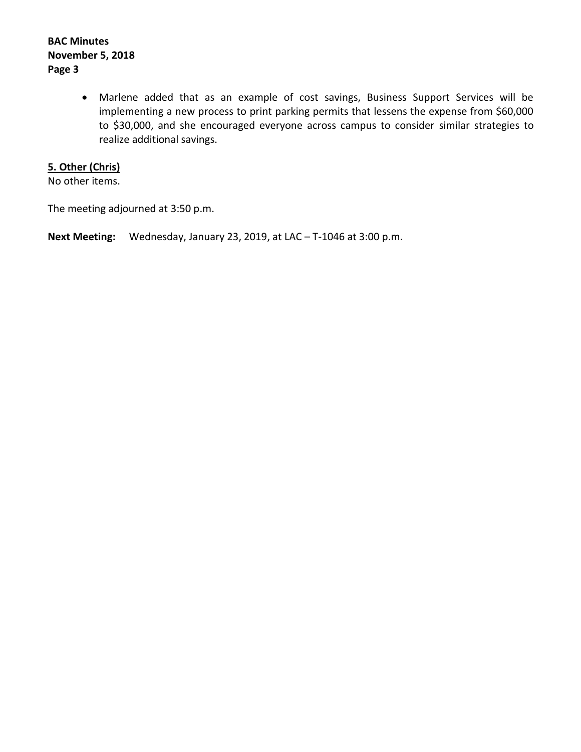- Marlene added that as an example of cost savings, Business Support Services will be implementing a new process to print parking permits that lessens the expense from $60,000 to $30,000, and she encouraged everyone across campus to consider similar strategies to realize additional savings.

**5. Other (Chris)**

No other items.

The meeting adjourned at 3:50 p.m.

**Next Meeting:** Wednesday, January 23, 2019, at LAC – T-1046 at 3:00 p.m.